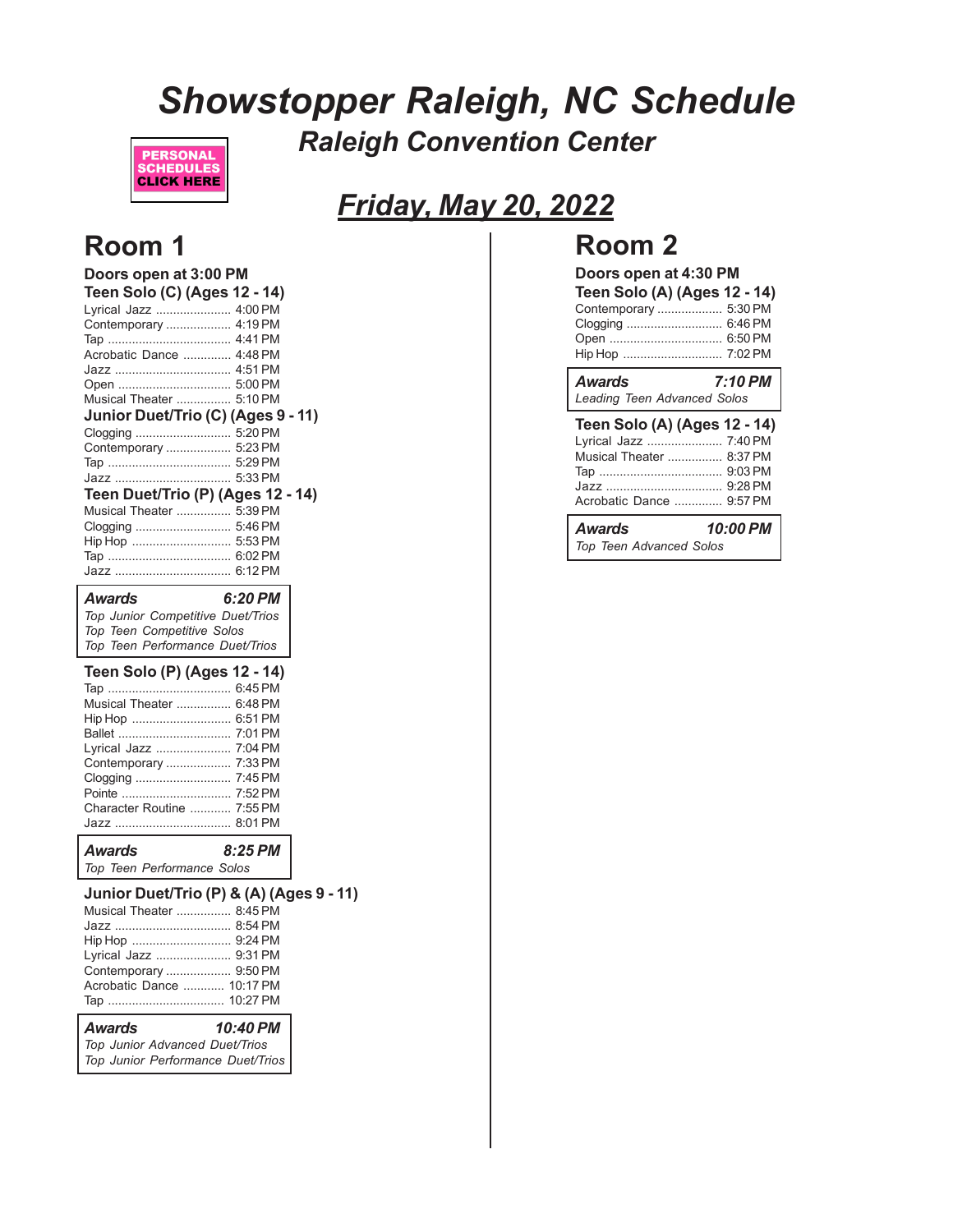# Showstopper Raleigh, NC Schedule

## Raleigh Convention Center

PERSONAL SCHEDULES CLICK HERE

## Friday, May 20, 2022

## Room 1

**Doors open at 3:00 PM**

### Teen Solo (C) (Ages 12 - 14)

- Lyrical Jazz ...................... 4:00 PM
- Contemporary ................... 4:19 PM
- Tap .................................... 4:41 PM
- Acrobatic Dance .............. 4:48 PM
- Jazz .................................. 4:51 PM
- Open ................................. 5:00 PM
- Musical Theater ................ 5:10 PM

### Junior Duet/Trio (C) (Ages 9 - 11)

- Clogging ............................ 5:20 PM
- Contemporary ................... 5:23 PM
- Tap .................................... 5:29 PM
- Jazz .................................. 5:33 PM

### Teen Duet/Trio (P) (Ages 12 - 14)

- Musical Theater ................ 5:39 PM
- Clogging ............................ 5:46 PM
- Hip Hop ............................. 5:53 PM
- Tap .................................... 6:02 PM
- Jazz .................................. 6:12 PM

**Awards 6:20 PM**
*Top Junior Competitive Duet/Trios*
*Top Teen Competitive Solos*
*Top Teen Performance Duet/Trios*

### Teen Solo (P) (Ages 12 - 14)

- Tap .................................... 6:45 PM
- Musical Theater ................ 6:48 PM
- Hip Hop ............................. 6:51 PM
- Ballet ................................. 7:01 PM
- Lyrical Jazz ...................... 7:04 PM
- Contemporary ................... 7:33 PM
- Clogging ............................ 7:45 PM
- Pointe ................................ 7:52 PM
- Character Routine ............ 7:55 PM
- Jazz .................................. 8:01 PM

**Awards 8:25 PM**
*Top Teen Performance Solos*

### Junior Duet/Trio (P) & (A) (Ages 9 - 11)

- Musical Theater ................ 8:45 PM
- Jazz .................................. 8:54 PM
- Hip Hop ............................. 9:24 PM
- Lyrical Jazz ...................... 9:31 PM
- Contemporary ................... 9:50 PM
- Acrobatic Dance ............ 10:17 PM
- Tap .................................. 10:27 PM

**Awards 10:40 PM**
*Top Junior Advanced Duet/Trios*
*Top Junior Performance Duet/Trios*

## Room 2

**Doors open at 4:30 PM**

### Teen Solo (A) (Ages 12 - 14)

- Contemporary ................... 5:30 PM
- Clogging ............................ 6:46 PM
- Open ................................. 6:50 PM
- Hip Hop ............................. 7:02 PM

**Awards 7:10 PM**
*Leading Teen Advanced Solos*

### Teen Solo (A) (Ages 12 - 14)

- Lyrical Jazz ...................... 7:40 PM
- Musical Theater ................ 8:37 PM
- Tap .................................... 9:03 PM
- Jazz .................................. 9:28 PM
- Acrobatic Dance .............. 9:57 PM

**Awards 10:00 PM**
*Top Teen Advanced Solos*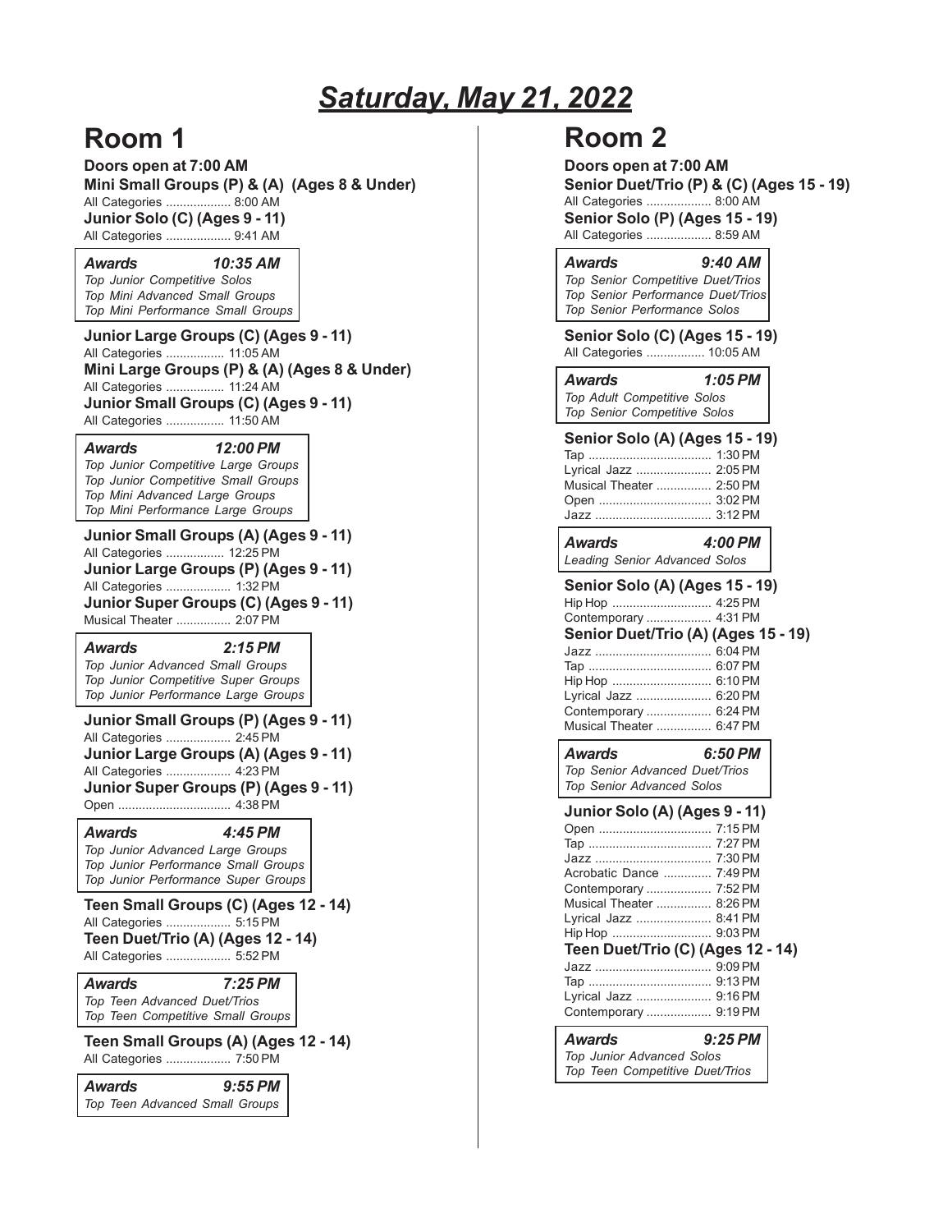# Saturday, May 21, 2022

## Room 1

**Doors open at 7:00 AM**

**Mini Small Groups (P) & (A) (Ages 8 & Under)**
All Categories .................. 8:00 AM

**Junior Solo (C) (Ages 9 - 11)**
All Categories .................. 9:41 AM

***Awards 10:35 AM***
*Top Junior Competitive Solos*
*Top Mini Advanced Small Groups*
*Top Mini Performance Small Groups*

**Junior Large Groups (C) (Ages 9 - 11)**
All Categories ................. 11:05 AM

**Mini Large Groups (P) & (A) (Ages 8 & Under)**
All Categories ................. 11:24 AM

**Junior Small Groups (C) (Ages 9 - 11)**
All Categories ................. 11:50 AM

***Awards 12:00 PM***
*Top Junior Competitive Large Groups*
*Top Junior Competitive Small Groups*
*Top Mini Advanced Large Groups*
*Top Mini Performance Large Groups*

**Junior Small Groups (A) (Ages 9 - 11)**
All Categories ................. 12:25 PM

**Junior Large Groups (P) (Ages 9 - 11)**
All Categories .................. 1:32 PM

**Junior Super Groups (C) (Ages 9 - 11)**
Musical Theater ................ 2:07 PM

***Awards 2:15 PM***
*Top Junior Advanced Small Groups*
*Top Junior Competitive Super Groups*
*Top Junior Performance Large Groups*

**Junior Small Groups (P) (Ages 9 - 11)**
All Categories .................. 2:45 PM

**Junior Large Groups (A) (Ages 9 - 11)**
All Categories .................. 4:23 PM

**Junior Super Groups (P) (Ages 9 - 11)**
Open ................................ 4:38 PM

***Awards 4:45 PM***
*Top Junior Advanced Large Groups*
*Top Junior Performance Small Groups*
*Top Junior Performance Super Groups*

**Teen Small Groups (C) (Ages 12 - 14)**
All Categories .................. 5:15 PM

**Teen Duet/Trio (A) (Ages 12 - 14)**
All Categories .................. 5:52 PM

***Awards 7:25 PM***
*Top Teen Advanced Duet/Trios*
*Top Teen Competitive Small Groups*

**Teen Small Groups (A) (Ages 12 - 14)**
All Categories .................. 7:50 PM

***Awards 9:55 PM***
*Top Teen Advanced Small Groups*

## Room 2

**Doors open at 7:00 AM**

**Senior Duet/Trio (P) & (C) (Ages 15 - 19)**
All Categories .................. 8:00 AM

**Senior Solo (P) (Ages 15 - 19)**
All Categories .................. 8:59 AM

***Awards 9:40 AM***
*Top Senior Competitive Duet/Trios*
*Top Senior Performance Duet/Trios*
*Top Senior Performance Solos*

**Senior Solo (C) (Ages 15 - 19)**
All Categories ................. 10:05 AM

***Awards 1:05 PM***
*Top Adult Competitive Solos*
*Top Senior Competitive Solos*

**Senior Solo (A) (Ages 15 - 19)**
Tap .................................. 1:30 PM
Lyrical Jazz ...................... 2:05 PM
Musical Theater ................ 2:50 PM
Open ................................ 3:02 PM
Jazz ................................. 3:12 PM

***Awards 4:00 PM***
*Leading Senior Advanced Solos*

**Senior Solo (A) (Ages 15 - 19)**
Hip Hop ............................ 4:25 PM
Contemporary .................. 4:31 PM

**Senior Duet/Trio (A) (Ages 15 - 19)**
Jazz ................................. 6:04 PM
Tap .................................. 6:07 PM
Hip Hop ............................ 6:10 PM
Lyrical Jazz ...................... 6:20 PM
Contemporary .................. 6:24 PM
Musical Theater ................ 6:47 PM

***Awards 6:50 PM***
*Top Senior Advanced Duet/Trios*
*Top Senior Advanced Solos*

**Junior Solo (A) (Ages 9 - 11)**
Open ................................ 7:15 PM
Tap .................................. 7:27 PM
Jazz ................................. 7:30 PM
Acrobatic Dance .............. 7:49 PM
Contemporary .................. 7:52 PM
Musical Theater ................ 8:26 PM
Lyrical Jazz ...................... 8:41 PM
Hip Hop ............................ 9:03 PM

**Teen Duet/Trio (C) (Ages 12 - 14)**
Jazz ................................. 9:09 PM
Tap .................................. 9:13 PM
Lyrical Jazz ...................... 9:16 PM
Contemporary .................. 9:19 PM

***Awards 9:25 PM***
*Top Junior Advanced Solos*
*Top Teen Competitive Duet/Trios*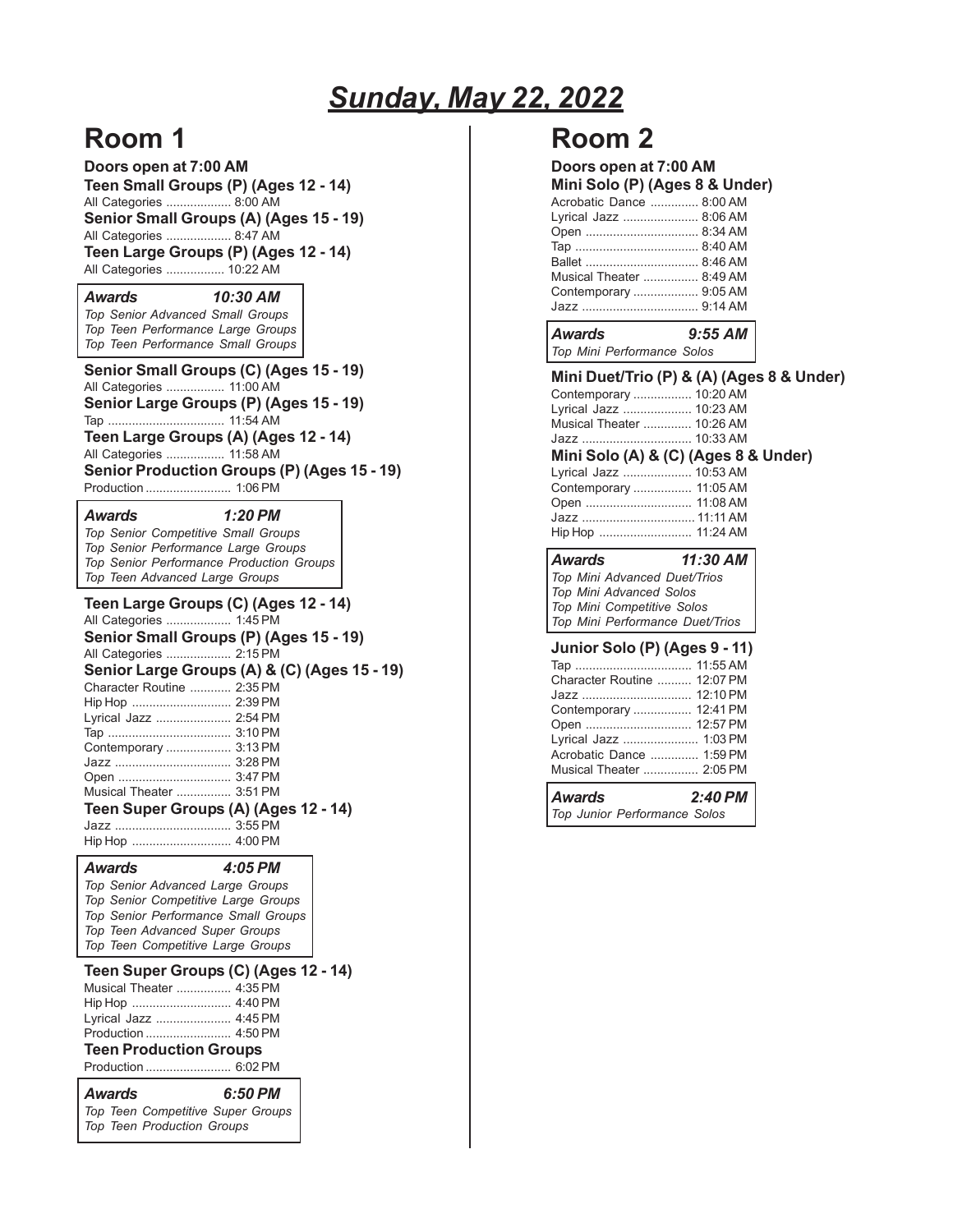# *Sunday, May 22, 2022*

## Room 1

**Doors open at 7:00 AM**

**Teen Small Groups (P) (Ages 12 - 14)**

All Categories .................. 8:00 AM

**Senior Small Groups (A) (Ages 15 - 19)**

All Categories .................. 8:47 AM

**Teen Large Groups (P) (Ages 12 - 14)**

All Categories ................. 10:22 AM

***Awards 10:30 AM***

*Top Senior Advanced Small Groups*
*Top Teen Performance Large Groups*
*Top Teen Performance Small Groups*

**Senior Small Groups (C) (Ages 15 - 19)**

All Categories ................. 11:00 AM

**Senior Large Groups (P) (Ages 15 - 19)**

Tap .................................. 11:54 AM

**Teen Large Groups (A) (Ages 12 - 14)**

All Categories ................. 11:58 AM

**Senior Production Groups (P) (Ages 15 - 19)**

Production ......................... 1:06 PM

***Awards 1:20 PM***

*Top Senior Competitive Small Groups*
*Top Senior Performance Large Groups*
*Top Senior Performance Production Groups*
*Top Teen Advanced Large Groups*

**Teen Large Groups (C) (Ages 12 - 14)**

All Categories .................. 1:45 PM

**Senior Small Groups (P) (Ages 15 - 19)**

All Categories .................. 2:15 PM

**Senior Large Groups (A) & (C) (Ages 15 - 19)**

Character Routine ............ 2:35 PM
Hip Hop ............................ 2:39 PM
Lyrical Jazz ...................... 2:54 PM
Tap .................................... 3:10 PM
Contemporary ................... 3:13 PM
Jazz .................................. 3:28 PM
Open ................................. 3:47 PM
Musical Theater ................ 3:51 PM

**Teen Super Groups (A) (Ages 12 - 14)**

Jazz .................................. 3:55 PM
Hip Hop ............................ 4:00 PM

***Awards 4:05 PM***

*Top Senior Advanced Large Groups*
*Top Senior Competitive Large Groups*
*Top Senior Performance Small Groups*
*Top Teen Advanced Super Groups*
*Top Teen Competitive Large Groups*

**Teen Super Groups (C) (Ages 12 - 14)**

Musical Theater ................ 4:35 PM
Hip Hop ............................ 4:40 PM
Lyrical Jazz ...................... 4:45 PM
Production ......................... 4:50 PM

**Teen Production Groups**

Production ......................... 6:02 PM

***Awards 6:50 PM***

*Top Teen Competitive Super Groups*
*Top Teen Production Groups*

## Room 2

**Doors open at 7:00 AM**

**Mini Solo (P) (Ages 8 & Under)**

Acrobatic Dance .............. 8:00 AM
Lyrical Jazz ...................... 8:06 AM
Open ................................. 8:34 AM
Tap .................................... 8:40 AM
Ballet ................................. 8:46 AM
Musical Theater ................ 8:49 AM
Contemporary ................... 9:05 AM
Jazz .................................. 9:14 AM

***Awards 9:55 AM***

*Top Mini Performance Solos*

**Mini Duet/Trio (P) & (A) (Ages 8 & Under)**

Contemporary ................. 10:20 AM
Lyrical Jazz .................... 10:23 AM
Musical Theater .............. 10:26 AM
Jazz ................................ 10:33 AM

**Mini Solo (A) & (C) (Ages 8 & Under)**

Lyrical Jazz .................... 10:53 AM
Contemporary ................. 11:05 AM
Open ............................... 11:08 AM
Jazz ................................. 11:11 AM
Hip Hop ........................... 11:24 AM

***Awards 11:30 AM***

*Top Mini Advanced Duet/Trios*
*Top Mini Advanced Solos*
*Top Mini Competitive Solos*
*Top Mini Performance Duet/Trios*

**Junior Solo (P) (Ages 9 - 11)**

Tap .................................. 11:55 AM
Character Routine .......... 12:07 PM
Jazz ................................ 12:10 PM
Contemporary ................. 12:41 PM
Open ............................... 12:57 PM
Lyrical Jazz ...................... 1:03 PM
Acrobatic Dance .............. 1:59 PM
Musical Theater ................ 2:05 PM

***Awards 2:40 PM***

*Top Junior Performance Solos*